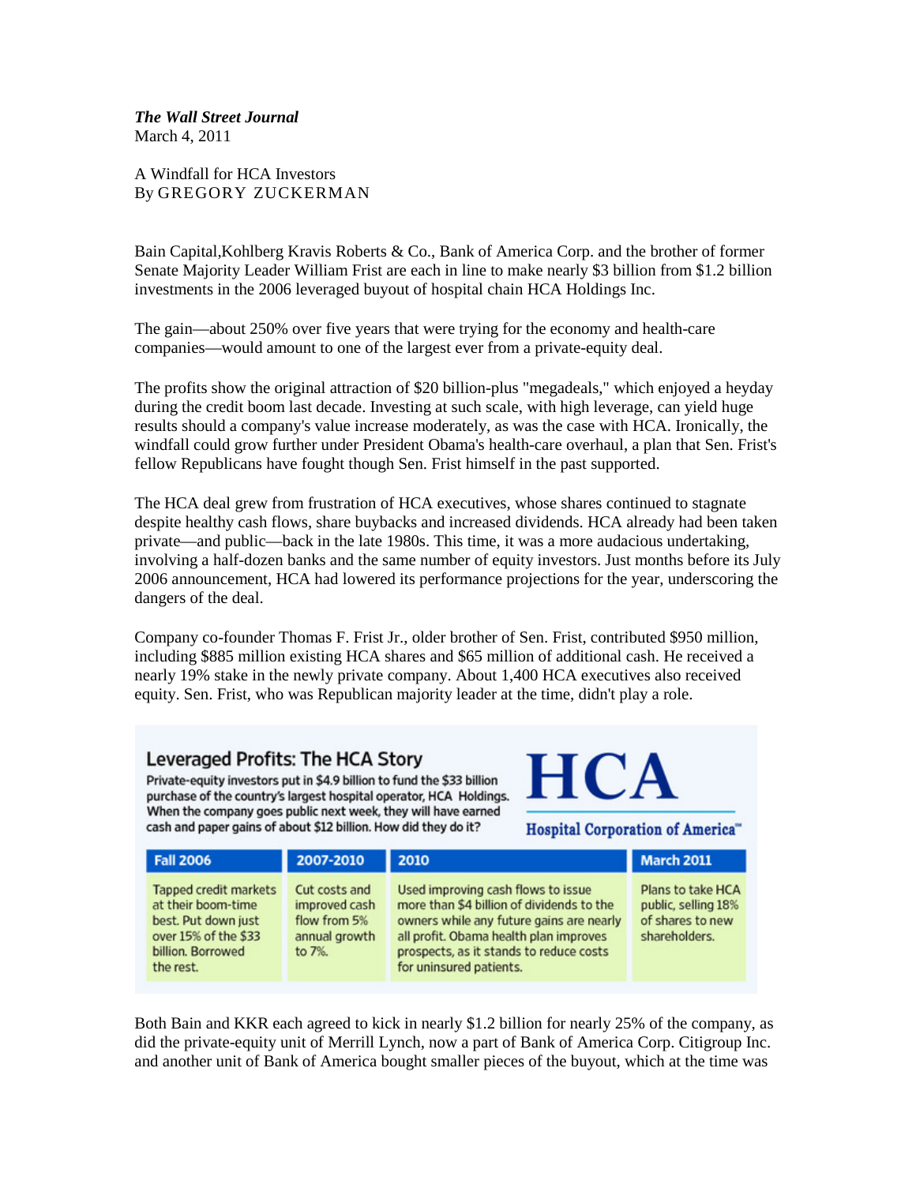***The Wall Street Journal***
March 4, 2011

A Windfall for HCA Investors
By GREGORY ZUCKERMAN

Bain Capital,Kohlberg Kravis Roberts & Co., Bank of America Corp. and the brother of former Senate Majority Leader William Frist are each in line to make nearly $3 billion from $1.2 billion investments in the 2006 leveraged buyout of hospital chain HCA Holdings Inc.

The gain—about 250% over five years that were trying for the economy and health-care companies—would amount to one of the largest ever from a private-equity deal.

The profits show the original attraction of $20 billion-plus "megadeals," which enjoyed a heyday during the credit boom last decade. Investing at such scale, with high leverage, can yield huge results should a company's value increase moderately, as was the case with HCA. Ironically, the windfall could grow further under President Obama's health-care overhaul, a plan that Sen. Frist's fellow Republicans have fought though Sen. Frist himself in the past supported.

The HCA deal grew from frustration of HCA executives, whose shares continued to stagnate despite healthy cash flows, share buybacks and increased dividends. HCA already had been taken private—and public—back in the late 1980s. This time, it was a more audacious undertaking, involving a half-dozen banks and the same number of equity investors. Just months before its July 2006 announcement, HCA had lowered its performance projections for the year, underscoring the dangers of the deal.

Company co-founder Thomas F. Frist Jr., older brother of Sen. Frist, contributed $950 million, including $885 million existing HCA shares and $65 million of additional cash. He received a nearly 19% stake in the newly private company. About 1,400 HCA executives also received equity. Sen. Frist, who was Republican majority leader at the time, didn't play a role.

## Leveraged Profits: The HCA Story

Private-equity investors put in $4.9 billion to fund the $33 billion purchase of the country's largest hospital operator, HCA Holdings. When the company goes public next week, they will have earned cash and paper gains of about $12 billion. How did they do it?

**HCA** Hospital Corporation of America™

| Fall 2006 | 2007-2010 | 2010 | March 2011 |
|---|---|---|---|
| Tapped credit markets at their boom-time best. Put down just over 15% of the $33 billion. Borrowed the rest. | Cut costs and improved cash flow from 5% annual growth to 7%. | Used improving cash flows to issue more than $4 billion of dividends to the owners while any future gains are nearly all profit. Obama health plan improves prospects, as it stands to reduce costs for uninsured patients. | Plans to take HCA public, selling 18% of shares to new shareholders. |

Both Bain and KKR each agreed to kick in nearly $1.2 billion for nearly 25% of the company, as did the private-equity unit of Merrill Lynch, now a part of Bank of America Corp. Citigroup Inc. and another unit of Bank of America bought smaller pieces of the buyout, which at the time was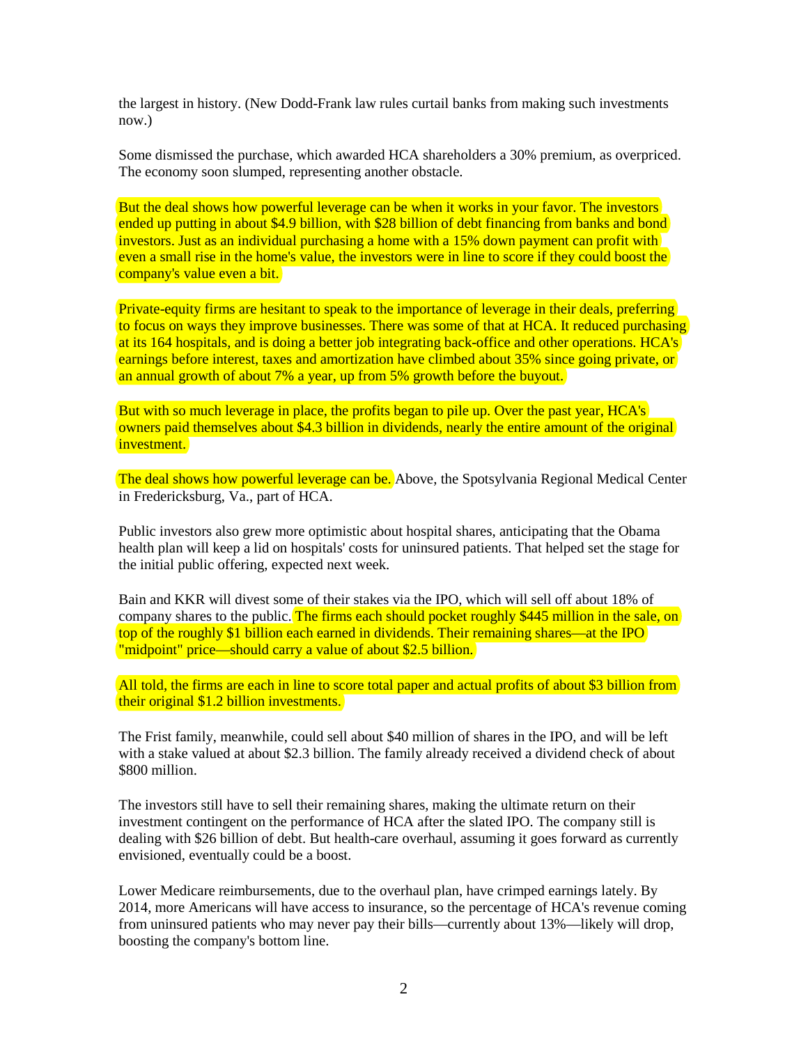the largest in history. (New Dodd-Frank law rules curtail banks from making such investments now.)

Some dismissed the purchase, which awarded HCA shareholders a 30% premium, as overpriced. The economy soon slumped, representing another obstacle.

But the deal shows how powerful leverage can be when it works in your favor. The investors ended up putting in about $4.9 billion, with $28 billion of debt financing from banks and bond investors. Just as an individual purchasing a home with a 15% down payment can profit with even a small rise in the home's value, the investors were in line to score if they could boost the company's value even a bit.

Private-equity firms are hesitant to speak to the importance of leverage in their deals, preferring to focus on ways they improve businesses. There was some of that at HCA. It reduced purchasing at its 164 hospitals, and is doing a better job integrating back-office and other operations. HCA's earnings before interest, taxes and amortization have climbed about 35% since going private, or an annual growth of about 7% a year, up from 5% growth before the buyout.

But with so much leverage in place, the profits began to pile up. Over the past year, HCA's owners paid themselves about $4.3 billion in dividends, nearly the entire amount of the original investment.

The deal shows how powerful leverage can be. Above, the Spotsylvania Regional Medical Center in Fredericksburg, Va., part of HCA.

Public investors also grew more optimistic about hospital shares, anticipating that the Obama health plan will keep a lid on hospitals' costs for uninsured patients. That helped set the stage for the initial public offering, expected next week.

Bain and KKR will divest some of their stakes via the IPO, which will sell off about 18% of company shares to the public. The firms each should pocket roughly $445 million in the sale, on top of the roughly $1 billion each earned in dividends. Their remaining shares—at the IPO "midpoint" price—should carry a value of about $2.5 billion.

All told, the firms are each in line to score total paper and actual profits of about $3 billion from their original $1.2 billion investments.

The Frist family, meanwhile, could sell about $40 million of shares in the IPO, and will be left with a stake valued at about $2.3 billion. The family already received a dividend check of about $800 million.

The investors still have to sell their remaining shares, making the ultimate return on their investment contingent on the performance of HCA after the slated IPO. The company still is dealing with $26 billion of debt. But health-care overhaul, assuming it goes forward as currently envisioned, eventually could be a boost.

Lower Medicare reimbursements, due to the overhaul plan, have crimped earnings lately. By 2014, more Americans will have access to insurance, so the percentage of HCA's revenue coming from uninsured patients who may never pay their bills—currently about 13%—likely will drop, boosting the company's bottom line.